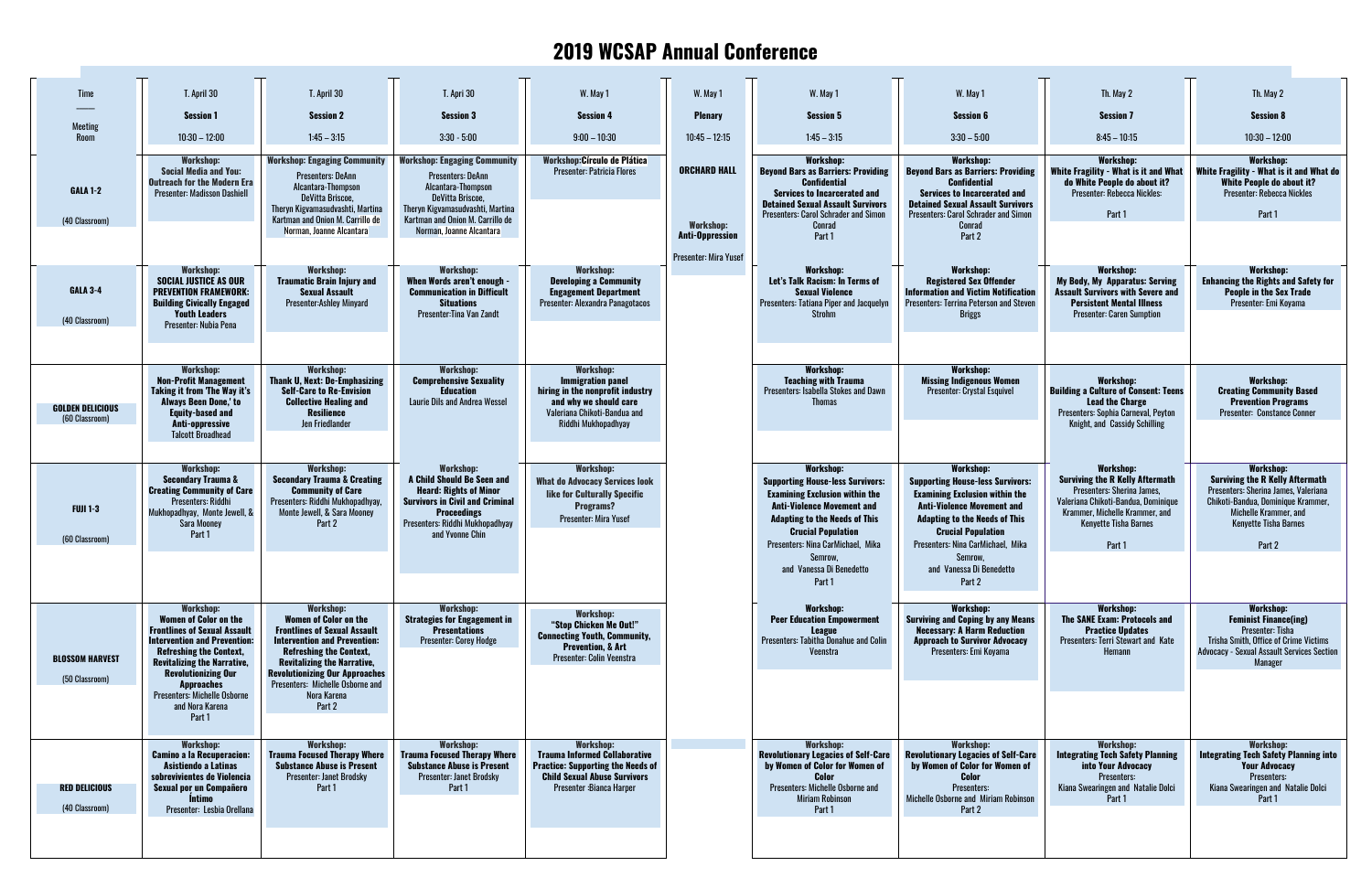# 2019 WCSAP Annual Conference

| Time / Meeting Room | T. April 30<br>Session 1<br>10:30 – 12:00 | T. April 30<br>Session 2<br>1:45 – 3:15 | T. Apri 30<br>Session 3<br>3:30 - 5:00 | W. May 1<br>Session 4<br>9:00 – 10:30 | W. May 1<br>Plenary<br>10:45 – 12:15 | W. May 1<br>Session 5<br>1:45 – 3:15 | W. May 1<br>Session 6<br>3:30 – 5:00 | Th. May 2<br>Session 7<br>8:45 – 10:15 | Th. May 2<br>Session 8<br>10:30 – 12:00 |
|---|---|---|---|---|---|---|---|---|---|
| **GALA 1-2**<br>(40 Classroom) | **Workshop: Social Media and You: Outreach for the Modern Era**<br>Presenter: Madisson Dashiell | **Workshop: Engaging Community**<br>Presenters: DeAnn Alcantara-Thompson DeVitta Briscoe, Theryn Kigvamasudvashti, Martina Kartman and Onion M. Carrillo de Norman, Joanne Alcantara | **Workshop: Engaging Community**<br>Presenters: DeAnn Alcantara-Thompson DeVitta Briscoe, Theryn Kigvamasudvashti, Martina Kartman and Onion M. Carrillo de Norman, Joanne Alcantara | **Workshop:Circulo de Plática**<br>Presenter: Patricia Flores | **ORCHARD HALL**<br>**Workshop: Anti-Oppression**<br>Presenter: Mira Yusef | **Workshop: Beyond Bars as Barriers: Providing Confidential Services to Incarcerated and Detained Sexual Assault Survivors**<br>Presenters: Carol Schrader and Simon Conrad<br>Part 1 | **Workshop: Beyond Bars as Barriers: Providing Confidential Services to Incarcerated and Detained Sexual Assault Survivors**<br>Presenters: Carol Schrader and Simon Conrad<br>Part 2 | **Workshop: White Fragility - What is it and What do White People do about it?**<br>Presenter: Rebecca Nickles:<br>Part 1 | **Workshop: White Fragility - What is it and What do White People do about it?**<br>Presenter: Rebecca Nickles<br>Part 1 |
| **GALA 3-4**<br>(40 Classroom) | **Workshop: SOCIAL JUSTICE AS OUR PREVENTION FRAMEWORK: Building Civically Engaged Youth Leaders**<br>Presenter: Nubia Pena | **Workshop: Traumatic Brain Injury and Sexual Assault**<br>Presenter:Ashley Minyard | **Workshop: When Words aren't enough - Communication in Difficult Situations**<br>Presenter:Tina Van Zandt | **Workshop: Developing a Community Engagement Department**<br>Presenter: Alexandra Panagotacos | | **Workshop: Let's Talk Racism: In Terms of Sexual Violence**<br>Presenters: Tatiana Piper and Jacquelyn Strohm | **Workshop: Registered Sex Offender Information and Victim Notification**<br>Presenters: Terrina Peterson and Steven Briggs | **Workshop: My Body, My Apparatus: Serving Assault Survivors with Severe and Persistent Mental Illness**<br>Presenter: Caren Sumption | **Workshop: Enhancing the Rights and Safety for People in the Sex Trade**<br>Presenter: Emi Koyama |
| **GOLDEN DELICIOUS**<br>(60 Classroom) | **Workshop: Non-Profit Management Taking it from 'The Way it's Always Been Done,' to Equity-based and Anti-oppressive**<br>Talcott Broadhead | **Workshop: Thank U, Next: De-Emphasizing Self-Care to Re-Envision Collective Healing and Resilience**<br>Jen Friedlander | **Workshop: Comprehensive Sexuality Education**<br>Laurie Dils and Andrea Wessel | **Workshop: Immigration panel hiring in the nonprofit industry and why we should care**<br>Valeriana Chikoti-Bandua and Riddhi Mukhopadhyay | | **Workshop: Teaching with Trauma**<br>Presenters: Isabella Stokes and Dawn Thomas | **Workshop: Missing Indigenous Women**<br>Presenter: Crystal Esquivel | **Workshop: Building a Culture of Consent: Teens Lead the Charge**<br>Presenters: Sophia Carneval, Peyton Knight, and Cassidy Schilling | **Workshop: Creating Community Based Prevention Programs**<br>Presenter: Constance Conner |
| **FUJI 1-3**<br>(60 Classroom) | **Workshop: Secondary Trauma & Creating Community of Care**<br>Presenters: Riddhi Mukhopadhyay, Monte Jewell, & Sara Mooney<br>Part 1 | **Workshop: Secondary Trauma & Creating Community of Care**<br>Presenters: Riddhi Mukhopadhyay, Monte Jewell, & Sara Mooney<br>Part 2 | **Workshop: A Child Should Be Seen and Heard: Rights of Minor Survivors in Civil and Criminal Proceedings**<br>Presenters: Riddhi Mukhopadhyay and Yvonne Chin | **Workshop: What do Advocacy Services look like for Culturally Specific Programs?**<br>Presenter: Mira Yusef | | **Workshop: Supporting House-less Survivors: Examining Exclusion within the Anti-Violence Movement and Adapting to the Needs of This Crucial Population**<br>Presenters: Nina CarMichael, Mika Semrow, and Vanessa Di Benedetto<br>Part 1 | **Workshop: Supporting House-less Survivors: Examining Exclusion within the Anti-Violence Movement and Adapting to the Needs of This Crucial Population**<br>Presenters: Nina CarMichael, Mika Semrow, and Vanessa Di Benedetto<br>Part 2 | **Workshop: Surviving the R Kelly Aftermath**<br>Presenters: Sherina James, Valeriana Chikoti-Bandua, Dominique Krammer, Michelle Krammer, and Kenyette Tisha Barnes<br>Part 1 | **Workshop: Surviving the R Kelly Aftermath**<br>Presenters: Sherina James, Valeriana Chikoti-Bandua, Dominique Krammer, Michelle Krammer, and Kenyette Tisha Barnes<br>Part 2 |
| **BLOSSOM HARVEST**<br>(50 Classroom) | **Workshop: Women of Color on the Frontlines of Sexual Assault Intervention and Prevention: Refreshing the Context, Revitalizing the Narrative, Revolutionizing Our Approaches**<br>Presenters: Michelle Osborne and Nora Karena<br>Part 1 | **Workshop: Women of Color on the Frontlines of Sexual Assault Intervention and Prevention: Refreshing the Context, Revitalizing the Narrative, Revolutionizing Our Approaches**<br>Presenters: Michelle Osborne and Nora Karena<br>Part 2 | **Workshop: Strategies for Engagement in Presentations**<br>Presenter: Corey Hodge | **Workshop: "Stop Chicken Me Out!" Connecting Youth, Community, Prevention, & Art**<br>Presenter: Colin Veenstra | | **Workshop: Peer Education Empowerment League**<br>Presenters: Tabitha Donahue and Colin Veenstra | **Workshop: Surviving and Coping by any Means Necessary: A Harm Reduction Approach to Survivor Advocacy**<br>Presenters: Emi Koyama | **Workshop: The SANE Exam: Protocols and Practice Updates**<br>Presenters: Terri Stewart and Kate Hemann | **Workshop: Feminist Finance(ing)**<br>Presenter: Tisha<br>Trisha Smith, Office of Crime Victims Advocacy - Sexual Assault Services Section Manager |
| **RED DELICIOUS**<br>(40 Classroom) | **Workshop: Camino a la Recuperacion: Asistiendo a Latinas sobrevivientes de Violencia Sexual por un Compañero Íntimo**<br>Presenter: Lesbia Orellana | **Workshop: Trauma Focused Therapy Where Substance Abuse is Present**<br>Presenter: Janet Brodsky<br>Part 1 | **Workshop: Trauma Focused Therapy Where Substance Abuse is Present**<br>Presenter: Janet Brodsky<br>Part 1 | **Workshop: Trauma Informed Collaborative Practice: Supporting the Needs of Child Sexual Abuse Survivors**<br>Presenter :Bianca Harper | | **Workshop: Revolutionary Legacies of Self-Care by Women of Color for Women of Color**<br>Presenters: Michelle Osborne and Miriam Robinson<br>Part 1 | **Workshop: Revolutionary Legacies of Self-Care by Women of Color for Women of Color**<br>Presenters: Michelle Osborne and Miriam Robinson<br>Part 2 | **Workshop: Integrating Tech Safety Planning into Your Advocacy**<br>Presenters: Kiana Swearingen and Natalie Dolci<br>Part 1 | **Workshop: Integrating Tech Safety Planning into Your Advocacy**<br>Presenters: Kiana Swearingen and Natalie Dolci<br>Part 1 |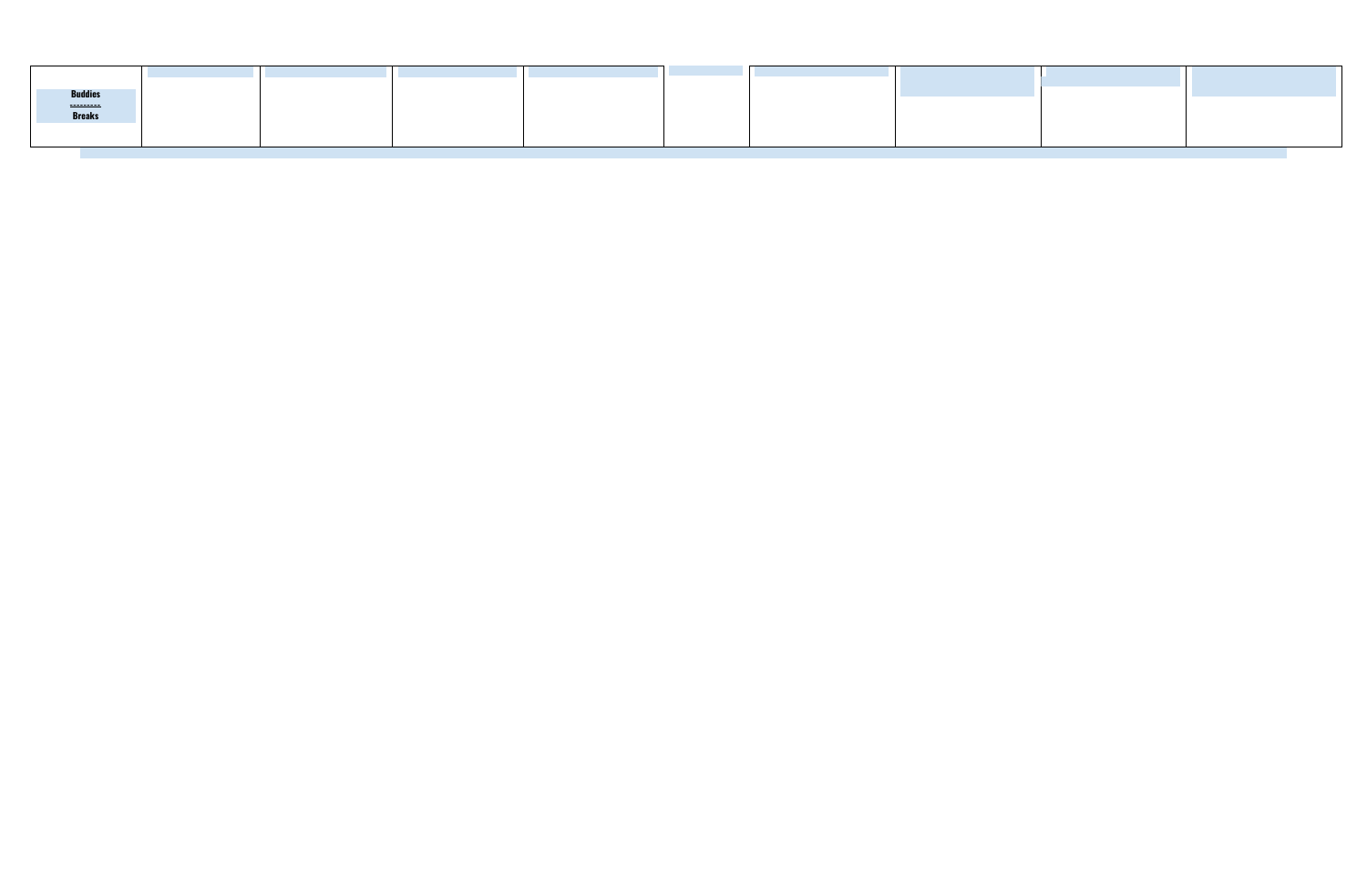| | | | | | | | | | |
|---|---|---|---|---|---|---|---|---|---|
| **Buddies** **---------** **Breaks** | | | | | | | | | |